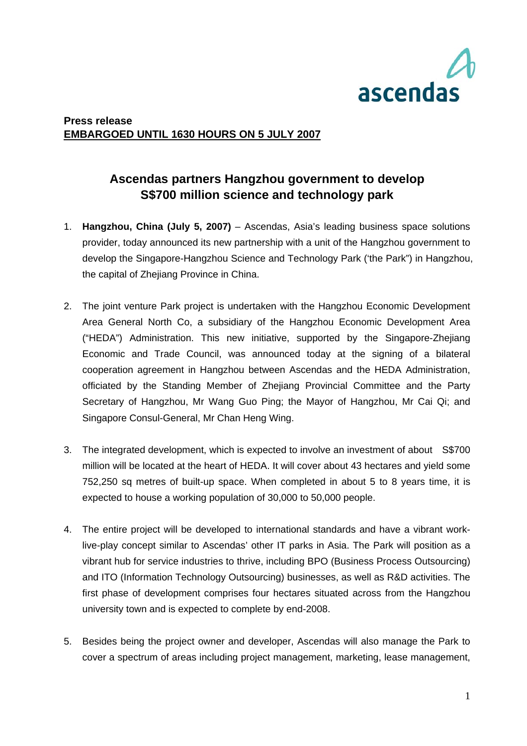**Press release**
**EMBARGOED UNTIL 1630 HOURS ON 5 JULY 2007**

# Ascendas partners Hangzhou government to develop S$700 million science and technology park

1. **Hangzhou, China (July 5, 2007)** – Ascendas, Asia's leading business space solutions provider, today announced its new partnership with a unit of the Hangzhou government to develop the Singapore-Hangzhou Science and Technology Park ('the Park") in Hangzhou, the capital of Zhejiang Province in China.

2. The joint venture Park project is undertaken with the Hangzhou Economic Development Area General North Co, a subsidiary of the Hangzhou Economic Development Area ("HEDA") Administration. This new initiative, supported by the Singapore-Zhejiang Economic and Trade Council, was announced today at the signing of a bilateral cooperation agreement in Hangzhou between Ascendas and the HEDA Administration, officiated by the Standing Member of Zhejiang Provincial Committee and the Party Secretary of Hangzhou, Mr Wang Guo Ping; the Mayor of Hangzhou, Mr Cai Qi; and Singapore Consul-General, Mr Chan Heng Wing.

3. The integrated development, which is expected to involve an investment of about S$700 million will be located at the heart of HEDA. It will cover about 43 hectares and yield some 752,250 sq metres of built-up space. When completed in about 5 to 8 years time, it is expected to house a working population of 30,000 to 50,000 people.

4. The entire project will be developed to international standards and have a vibrant work-live-play concept similar to Ascendas' other IT parks in Asia. The Park will position as a vibrant hub for service industries to thrive, including BPO (Business Process Outsourcing) and ITO (Information Technology Outsourcing) businesses, as well as R&D activities. The first phase of development comprises four hectares situated across from the Hangzhou university town and is expected to complete by end-2008.

5. Besides being the project owner and developer, Ascendas will also manage the Park to cover a spectrum of areas including project management, marketing, lease management,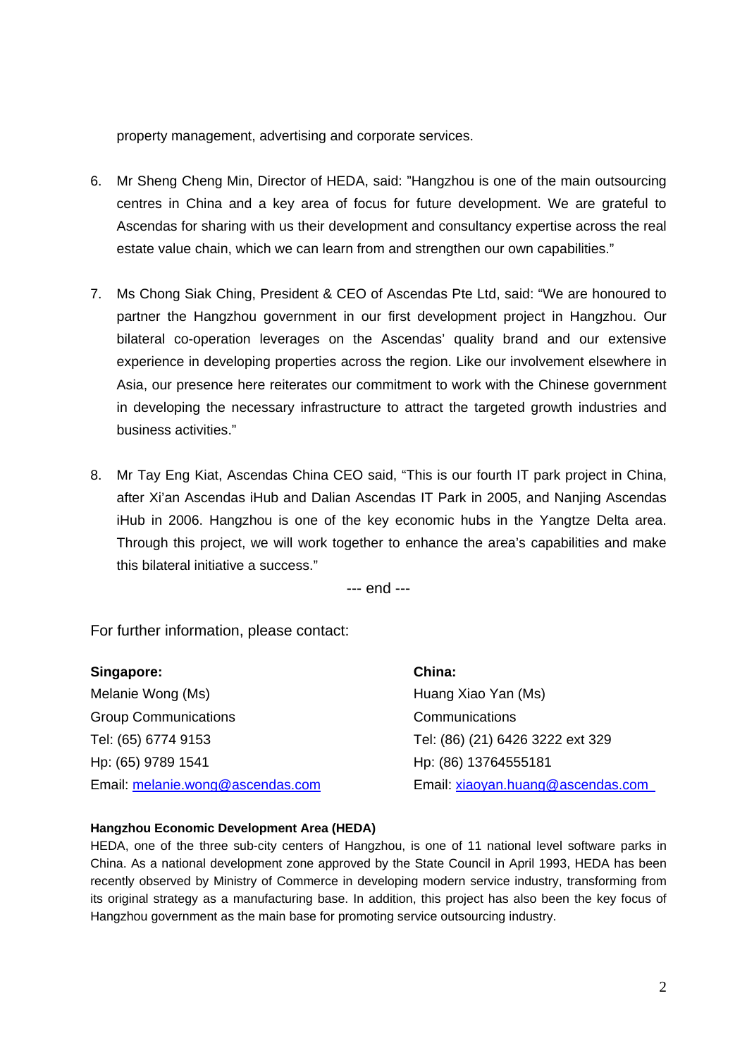property management, advertising and corporate services.

6. Mr Sheng Cheng Min, Director of HEDA, said: "Hangzhou is one of the main outsourcing centres in China and a key area of focus for future development. We are grateful to Ascendas for sharing with us their development and consultancy expertise across the real estate value chain, which we can learn from and strengthen our own capabilities."

7. Ms Chong Siak Ching, President & CEO of Ascendas Pte Ltd, said: "We are honoured to partner the Hangzhou government in our first development project in Hangzhou. Our bilateral co-operation leverages on the Ascendas' quality brand and our extensive experience in developing properties across the region. Like our involvement elsewhere in Asia, our presence here reiterates our commitment to work with the Chinese government in developing the necessary infrastructure to attract the targeted growth industries and business activities."

8. Mr Tay Eng Kiat, Ascendas China CEO said, "This is our fourth IT park project in China, after Xi'an Ascendas iHub and Dalian Ascendas IT Park in 2005, and Nanjing Ascendas iHub in 2006. Hangzhou is one of the key economic hubs in the Yangtze Delta area. Through this project, we will work together to enhance the area's capabilities and make this bilateral initiative a success."

--- end ---

For further information, please contact:

**Singapore:**
Melanie Wong (Ms)
Group Communications
Tel: (65) 6774 9153
Hp: (65) 9789 1541
Email: melanie.wong@ascendas.com

**China:**
Huang Xiao Yan (Ms)
Communications
Tel: (86) (21) 6426 3222 ext 329
Hp: (86) 13764555181
Email: xiaoyan.huang@ascendas.com

**Hangzhou Economic Development Area (HEDA)**

HEDA, one of the three sub-city centers of Hangzhou, is one of 11 national level software parks in China. As a national development zone approved by the State Council in April 1993, HEDA has been recently observed by Ministry of Commerce in developing modern service industry, transforming from its original strategy as a manufacturing base. In addition, this project has also been the key focus of Hangzhou government as the main base for promoting service outsourcing industry.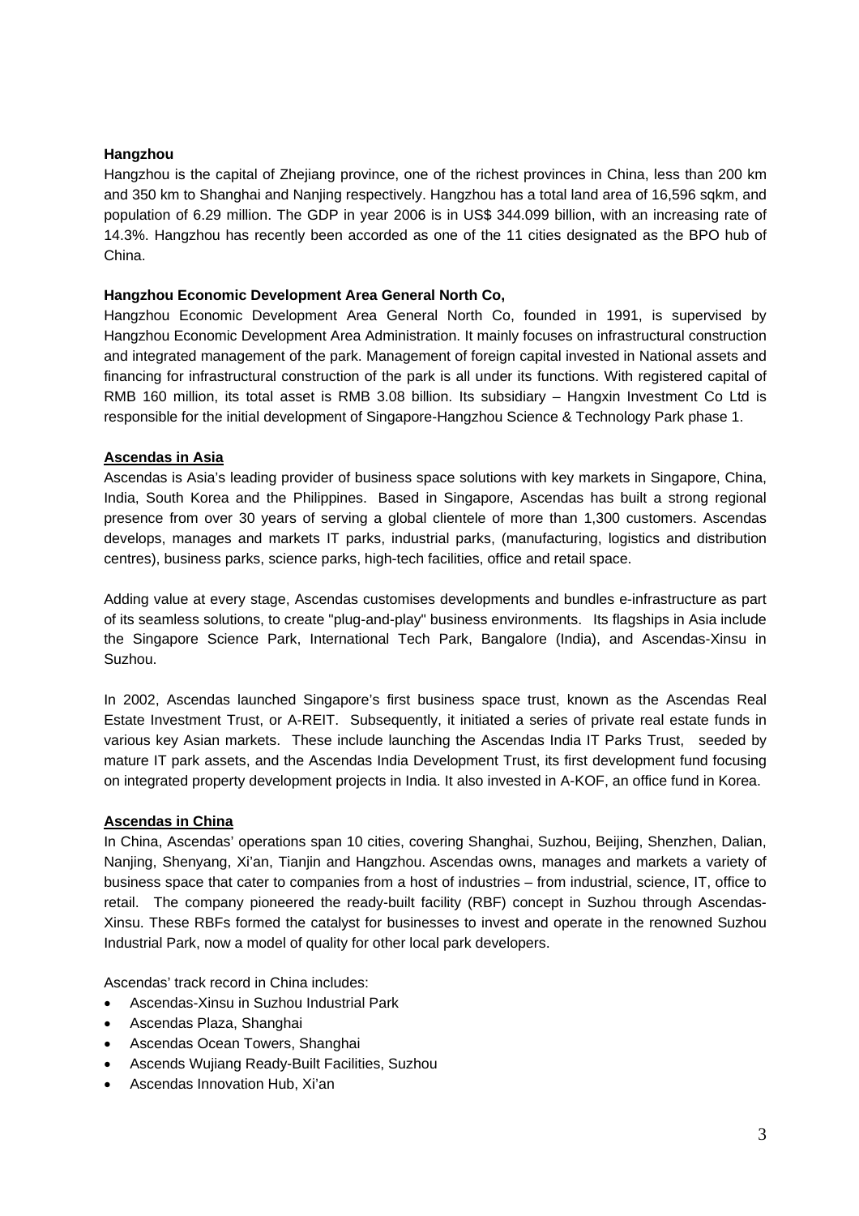**Hangzhou**

Hangzhou is the capital of Zhejiang province, one of the richest provinces in China, less than 200 km and 350 km to Shanghai and Nanjing respectively. Hangzhou has a total land area of 16,596 sqkm, and population of 6.29 million. The GDP in year 2006 is in US$ 344.099 billion, with an increasing rate of 14.3%. Hangzhou has recently been accorded as one of the 11 cities designated as the BPO hub of China.

**Hangzhou Economic Development Area General North Co,**

Hangzhou Economic Development Area General North Co, founded in 1991, is supervised by Hangzhou Economic Development Area Administration. It mainly focuses on infrastructural construction and integrated management of the park. Management of foreign capital invested in National assets and financing for infrastructural construction of the park is all under its functions. With registered capital of RMB 160 million, its total asset is RMB 3.08 billion. Its subsidiary – Hangxin Investment Co Ltd is responsible for the initial development of Singapore-Hangzhou Science & Technology Park phase 1.

**Ascendas in Asia**

Ascendas is Asia's leading provider of business space solutions with key markets in Singapore, China, India, South Korea and the Philippines. Based in Singapore, Ascendas has built a strong regional presence from over 30 years of serving a global clientele of more than 1,300 customers. Ascendas develops, manages and markets IT parks, industrial parks, (manufacturing, logistics and distribution centres), business parks, science parks, high-tech facilities, office and retail space.

Adding value at every stage, Ascendas customises developments and bundles e-infrastructure as part of its seamless solutions, to create "plug-and-play" business environments. Its flagships in Asia include the Singapore Science Park, International Tech Park, Bangalore (India), and Ascendas-Xinsu in Suzhou.

In 2002, Ascendas launched Singapore's first business space trust, known as the Ascendas Real Estate Investment Trust, or A-REIT. Subsequently, it initiated a series of private real estate funds in various key Asian markets. These include launching the Ascendas India IT Parks Trust, seeded by mature IT park assets, and the Ascendas India Development Trust, its first development fund focusing on integrated property development projects in India. It also invested in A-KOF, an office fund in Korea.

**Ascendas in China**

In China, Ascendas' operations span 10 cities, covering Shanghai, Suzhou, Beijing, Shenzhen, Dalian, Nanjing, Shenyang, Xi'an, Tianjin and Hangzhou. Ascendas owns, manages and markets a variety of business space that cater to companies from a host of industries – from industrial, science, IT, office to retail. The company pioneered the ready-built facility (RBF) concept in Suzhou through Ascendas-Xinsu. These RBFs formed the catalyst for businesses to invest and operate in the renowned Suzhou Industrial Park, now a model of quality for other local park developers.

Ascendas' track record in China includes:

- Ascendas-Xinsu in Suzhou Industrial Park
- Ascendas Plaza, Shanghai
- Ascendas Ocean Towers, Shanghai
- Ascends Wujiang Ready-Built Facilities, Suzhou
- Ascendas Innovation Hub, Xi'an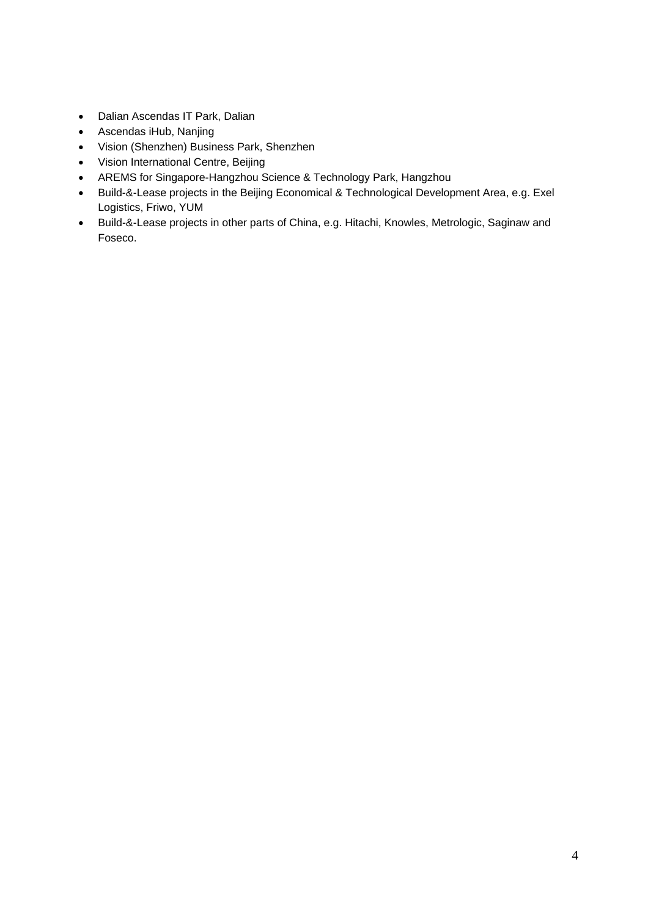- Dalian Ascendas IT Park, Dalian
- Ascendas iHub, Nanjing
- Vision (Shenzhen) Business Park, Shenzhen
- Vision International Centre, Beijing
- AREMS for Singapore-Hangzhou Science & Technology Park, Hangzhou
- Build-&-Lease projects in the Beijing Economical & Technological Development Area, e.g. Exel Logistics, Friwo, YUM
- Build-&-Lease projects in other parts of China, e.g. Hitachi, Knowles, Metrologic, Saginaw and Foseco.